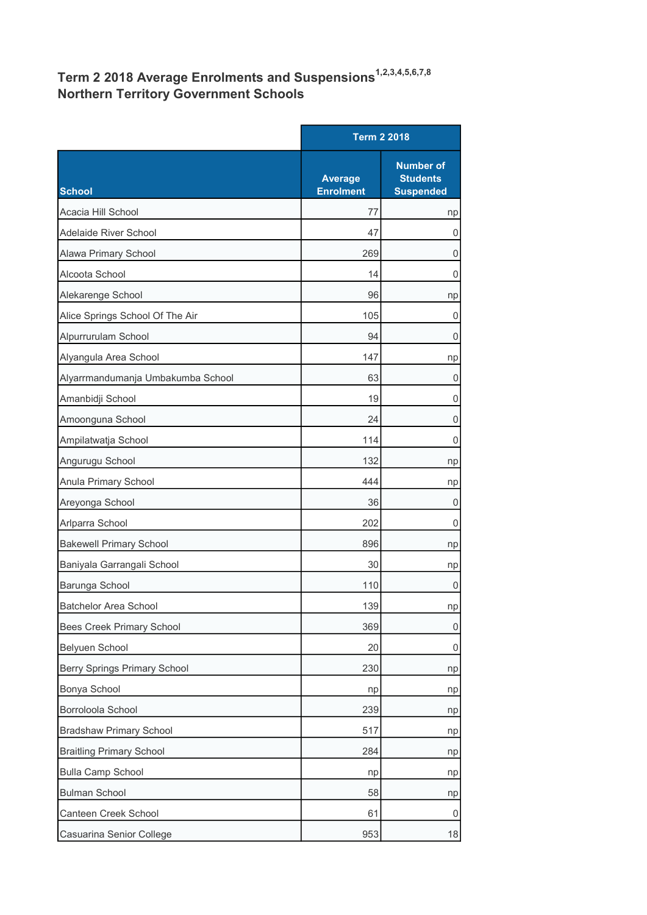## Term 2 2018 Average Enrolments and Suspensions[1,2,3,4,5,6,7,8]
## Northern Territory Government Schools

| School | Term 2 2018 | |
|---|---|---|
| | Average Enrolment | Number of Students Suspended |
| Acacia Hill School | 77 | np |
| Adelaide River School | 47 | 0 |
| Alawa Primary School | 269 | 0 |
| Alcoota School | 14 | 0 |
| Alekarenge School | 96 | np |
| Alice Springs School Of The Air | 105 | 0 |
| Alpurrurulam School | 94 | 0 |
| Alyangula Area School | 147 | np |
| Alyarrmandumanja Umbakumba School | 63 | 0 |
| Amanbidji School | 19 | 0 |
| Amoonguna School | 24 | 0 |
| Ampilatwatja School | 114 | 0 |
| Angurugu School | 132 | np |
| Anula Primary School | 444 | np |
| Areyonga School | 36 | 0 |
| Arlparra School | 202 | 0 |
| Bakewell Primary School | 896 | np |
| Baniyala Garrangali School | 30 | np |
| Barunga School | 110 | 0 |
| Batchelor Area School | 139 | np |
| Bees Creek Primary School | 369 | 0 |
| Belyuen School | 20 | 0 |
| Berry Springs Primary School | 230 | np |
| Bonya School | np | np |
| Borroloola School | 239 | np |
| Bradshaw Primary School | 517 | np |
| Braitling Primary School | 284 | np |
| Bulla Camp School | np | np |
| Bulman School | 58 | np |
| Canteen Creek School | 61 | 0 |
| Casuarina Senior College | 953 | 18 |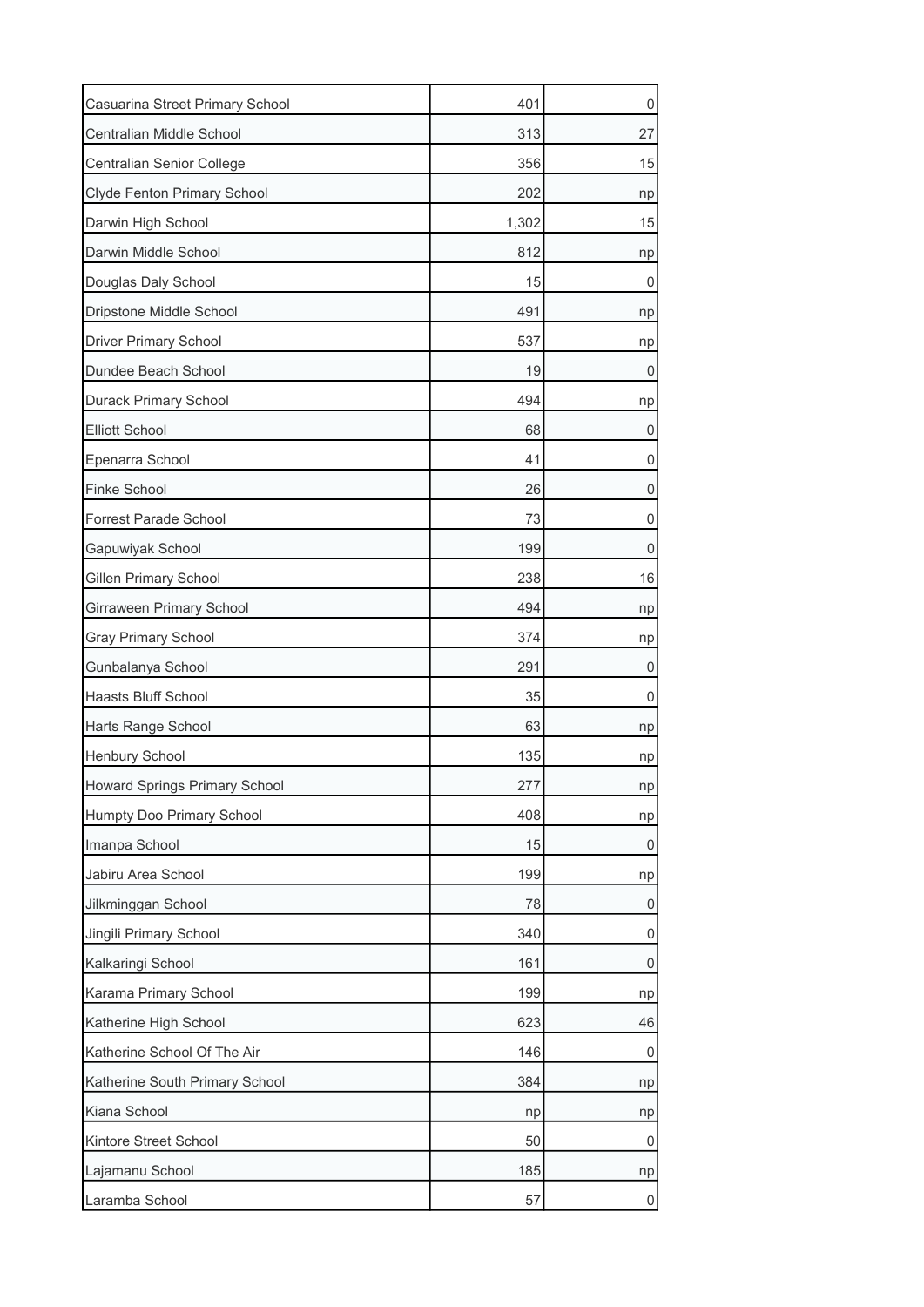| | | |
|---|---|---|
| Casuarina Street Primary School | 401 | 0 |
| Centralian Middle School | 313 | 27 |
| Centralian Senior College | 356 | 15 |
| Clyde Fenton Primary School | 202 | np |
| Darwin High School | 1,302 | 15 |
| Darwin Middle School | 812 | np |
| Douglas Daly School | 15 | 0 |
| Dripstone Middle School | 491 | np |
| Driver Primary School | 537 | np |
| Dundee Beach School | 19 | 0 |
| Durack Primary School | 494 | np |
| Elliott School | 68 | 0 |
| Epenarra School | 41 | 0 |
| Finke School | 26 | 0 |
| Forrest Parade School | 73 | 0 |
| Gapuwiyak School | 199 | 0 |
| Gillen Primary School | 238 | 16 |
| Girraween Primary School | 494 | np |
| Gray Primary School | 374 | np |
| Gunbalanya School | 291 | 0 |
| Haasts Bluff School | 35 | 0 |
| Harts Range School | 63 | np |
| Henbury School | 135 | np |
| Howard Springs Primary School | 277 | np |
| Humpty Doo Primary School | 408 | np |
| Imanpa School | 15 | 0 |
| Jabiru Area School | 199 | np |
| Jilkminggan School | 78 | 0 |
| Jingili Primary School | 340 | 0 |
| Kalkaringi School | 161 | 0 |
| Karama Primary School | 199 | np |
| Katherine High School | 623 | 46 |
| Katherine School Of The Air | 146 | 0 |
| Katherine South Primary School | 384 | np |
| Kiana School | np | np |
| Kintore Street School | 50 | 0 |
| Lajamanu School | 185 | np |
| Laramba School | 57 | 0 |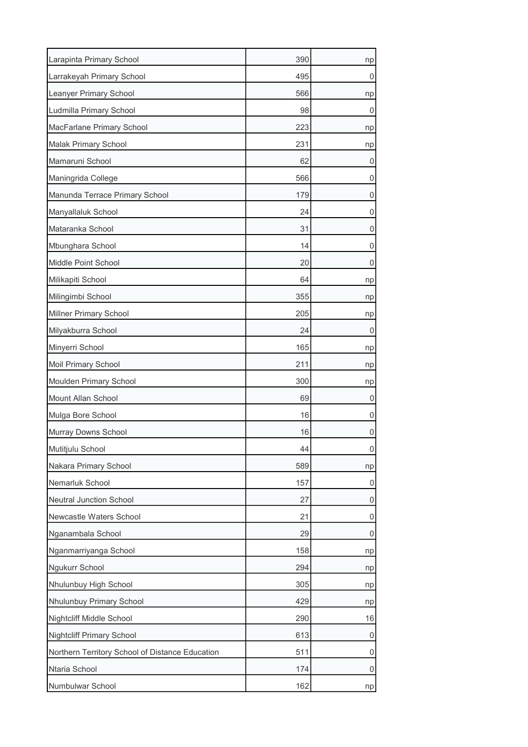| | | |
|---|---|---|
| Larapinta Primary School | 390 | np |
| Larrakeyah Primary School | 495 | 0 |
| Leanyer Primary School | 566 | np |
| Ludmilla Primary School | 98 | 0 |
| MacFarlane Primary School | 223 | np |
| Malak Primary School | 231 | np |
| Mamaruni School | 62 | 0 |
| Maningrida College | 566 | 0 |
| Manunda Terrace Primary School | 179 | 0 |
| Manyallaluk School | 24 | 0 |
| Mataranka School | 31 | 0 |
| Mbunghara School | 14 | 0 |
| Middle Point School | 20 | 0 |
| Milikapiti School | 64 | np |
| Milingimbi School | 355 | np |
| Millner Primary School | 205 | np |
| Milyakburra School | 24 | 0 |
| Minyerri School | 165 | np |
| Moil Primary School | 211 | np |
| Moulden Primary School | 300 | np |
| Mount Allan School | 69 | 0 |
| Mulga Bore School | 16 | 0 |
| Murray Downs School | 16 | 0 |
| Mutitjulu School | 44 | 0 |
| Nakara Primary School | 589 | np |
| Nemarluk School | 157 | 0 |
| Neutral Junction School | 27 | 0 |
| Newcastle Waters School | 21 | 0 |
| Nganambala School | 29 | 0 |
| Nganmarriyanga School | 158 | np |
| Ngukurr School | 294 | np |
| Nhulunbuy High School | 305 | np |
| Nhulunbuy Primary School | 429 | np |
| Nightcliff Middle School | 290 | 16 |
| Nightcliff Primary School | 613 | 0 |
| Northern Territory School of Distance Education | 511 | 0 |
| Ntaria School | 174 | 0 |
| Numbulwar School | 162 | np |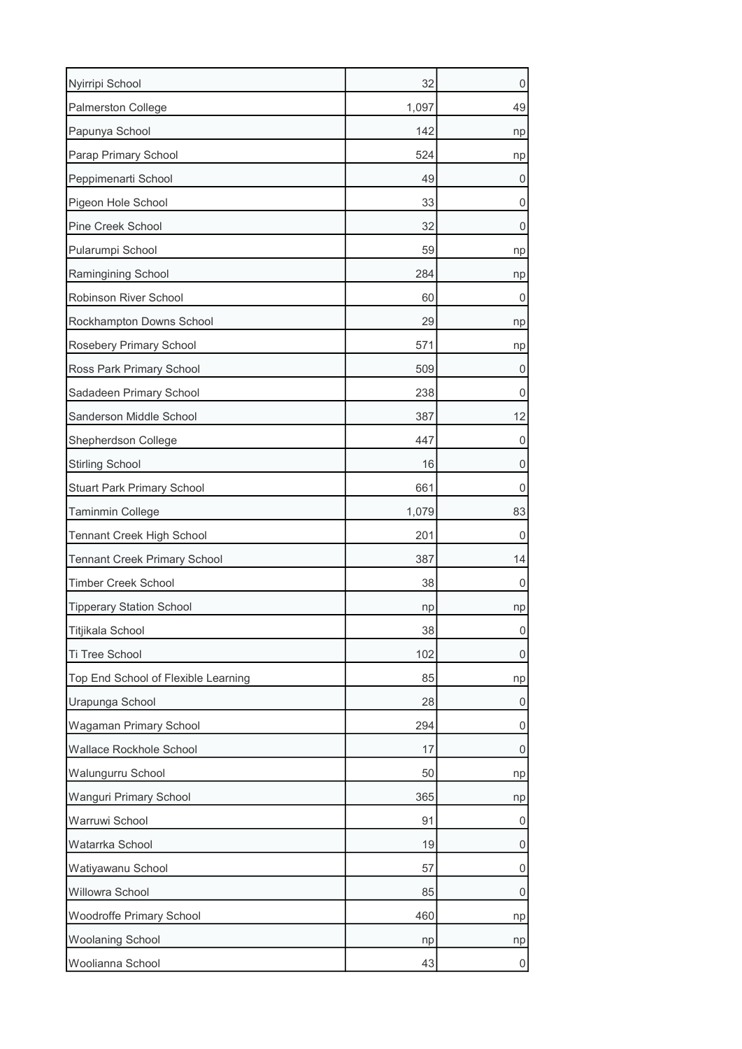| | | |
|---|---|---|
| Nyirripi School | 32 | 0 |
| Palmerston College | 1,097 | 49 |
| Papunya School | 142 | np |
| Parap Primary School | 524 | np |
| Peppimenarti School | 49 | 0 |
| Pigeon Hole School | 33 | 0 |
| Pine Creek School | 32 | 0 |
| Pularumpi School | 59 | np |
| Ramingining School | 284 | np |
| Robinson River School | 60 | 0 |
| Rockhampton Downs School | 29 | np |
| Rosebery Primary School | 571 | np |
| Ross Park Primary School | 509 | 0 |
| Sadadeen Primary School | 238 | 0 |
| Sanderson Middle School | 387 | 12 |
| Shepherdson College | 447 | 0 |
| Stirling School | 16 | 0 |
| Stuart Park Primary School | 661 | 0 |
| Taminmin College | 1,079 | 83 |
| Tennant Creek High School | 201 | 0 |
| Tennant Creek Primary School | 387 | 14 |
| Timber Creek School | 38 | 0 |
| Tipperary Station School | np | np |
| Titjikala School | 38 | 0 |
| Ti Tree School | 102 | 0 |
| Top End School of Flexible Learning | 85 | np |
| Urapunga School | 28 | 0 |
| Wagaman Primary School | 294 | 0 |
| Wallace Rockhole School | 17 | 0 |
| Walungurru School | 50 | np |
| Wanguri Primary School | 365 | np |
| Warruwi School | 91 | 0 |
| Watarrka School | 19 | 0 |
| Watiyawanu School | 57 | 0 |
| Willowra School | 85 | 0 |
| Woodroffe Primary School | 460 | np |
| Woolaning School | np | np |
| Woolianna School | 43 | 0 |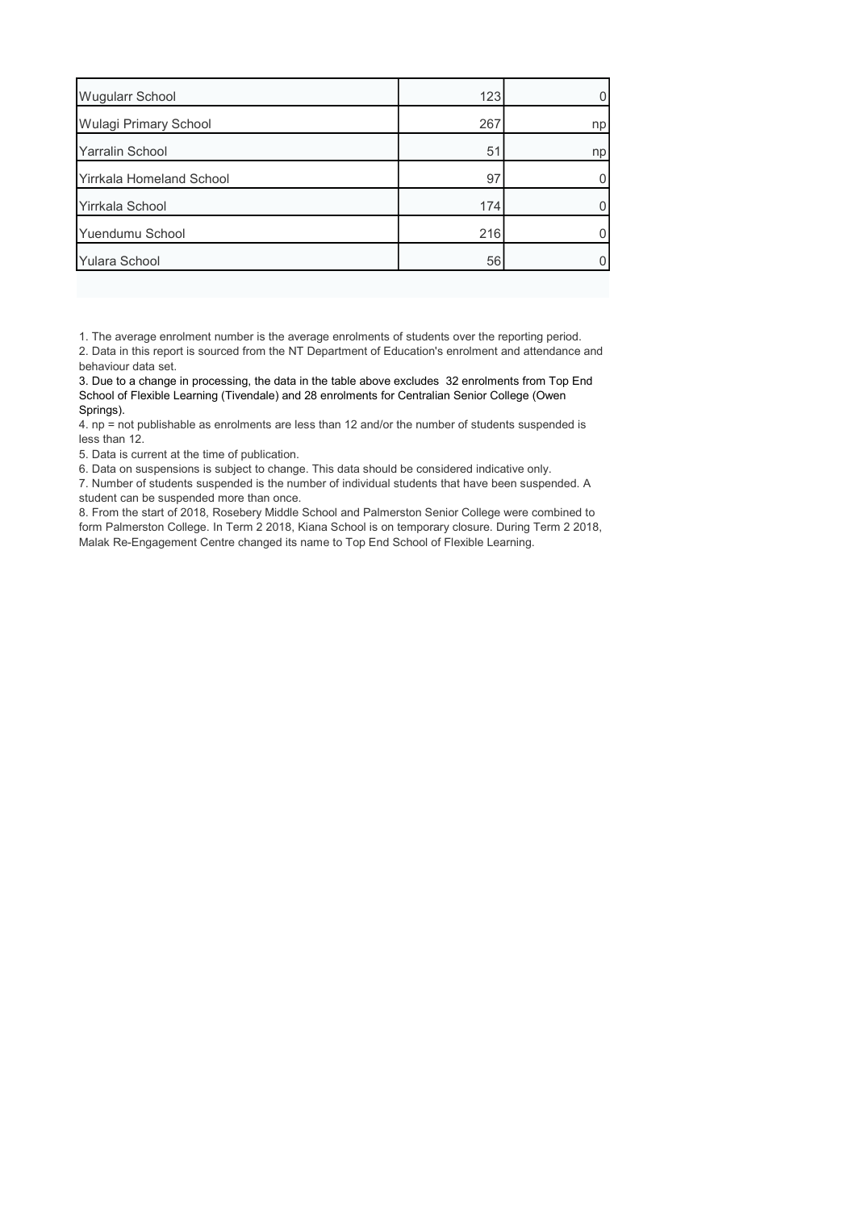| | | |
|---|---|---|
| Wugularr School | 123 | 0 |
| Wulagi Primary School | 267 | np |
| Yarralin School | 51 | np |
| Yirrkala Homeland School | 97 | 0 |
| Yirrkala School | 174 | 0 |
| Yuendumu School | 216 | 0 |
| Yulara School | 56 | 0 |

1. The average enrolment number is the average enrolments of students over the reporting period.
2. Data in this report is sourced from the NT Department of Education's enrolment and attendance and behaviour data set.
3. Due to a change in processing, the data in the table above excludes 32 enrolments from Top End School of Flexible Learning (Tivendale) and 28 enrolments for Centralian Senior College (Owen Springs).
4. np = not publishable as enrolments are less than 12 and/or the number of students suspended is less than 12.
5. Data is current at the time of publication.
6. Data on suspensions is subject to change. This data should be considered indicative only.
7. Number of students suspended is the number of individual students that have been suspended. A student can be suspended more than once.
8. From the start of 2018, Rosebery Middle School and Palmerston Senior College were combined to form Palmerston College. In Term 2 2018, Kiana School is on temporary closure. During Term 2 2018, Malak Re-Engagement Centre changed its name to Top End School of Flexible Learning.